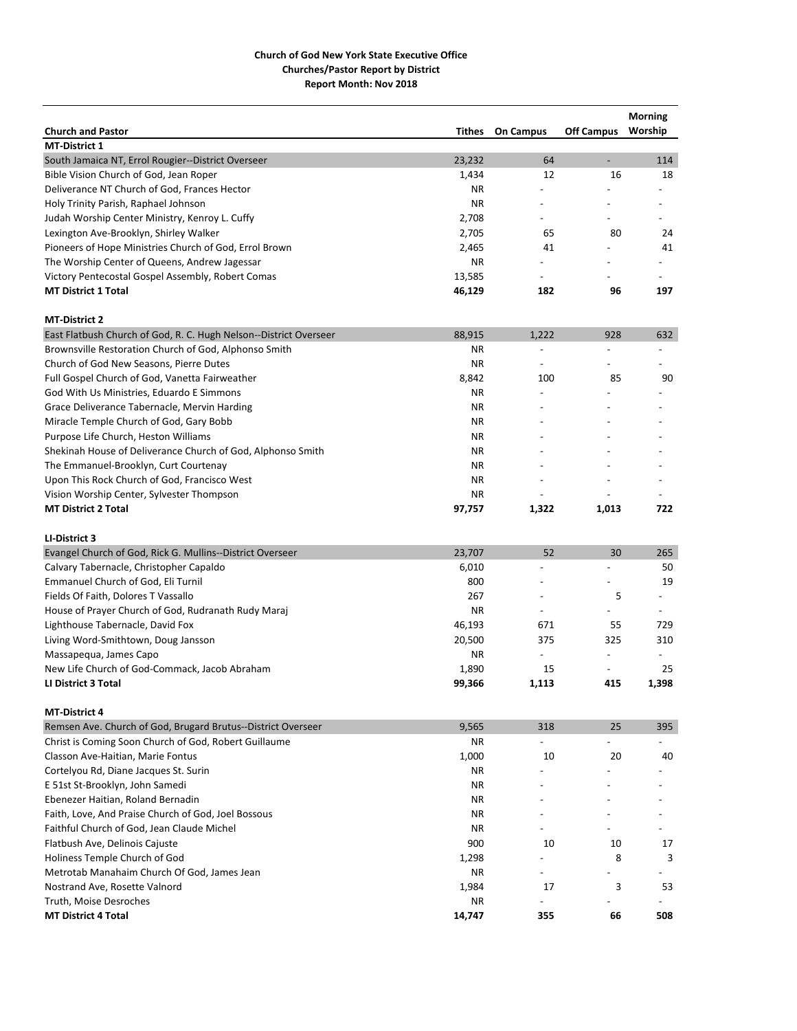**Church of God New York State Executive Office**
**Churches/Pastor Report by District**
**Report Month: Nov 2018**

| Church and Pastor | Tithes | On Campus | Off Campus | Morning Worship |
|---|---|---|---|---|
| **MT-District 1** | | | | |
| South Jamaica NT, Errol Rougier--District Overseer | 23,232 | 64 | - | 114 |
| Bible Vision Church of God, Jean Roper | 1,434 | 12 | 16 | 18 |
| Deliverance NT Church of God, Frances Hector | NR | - | - | - |
| Holy Trinity Parish, Raphael Johnson | NR | - | - | - |
| Judah Worship Center Ministry, Kenroy L. Cuffy | 2,708 | - | - | - |
| Lexington Ave-Brooklyn, Shirley Walker | 2,705 | 65 | 80 | 24 |
| Pioneers of Hope Ministries Church of God, Errol Brown | 2,465 | 41 | - | 41 |
| The Worship Center of Queens, Andrew Jagessar | NR | - | - | - |
| Victory Pentecostal Gospel Assembly, Robert Comas | 13,585 | - | - | - |
| **MT District 1 Total** | **46,129** | **182** | **96** | **197** |
| **MT-District 2** | | | | |
| East Flatbush Church of God, R. C. Hugh Nelson--District Overseer | 88,915 | 1,222 | 928 | 632 |
| Brownsville Restoration Church of God, Alphonso Smith | NR | - | - | - |
| Church of God New Seasons, Pierre Dutes | NR | - | - | - |
| Full Gospel Church of God, Vanetta Fairweather | 8,842 | 100 | 85 | 90 |
| God With Us Ministries, Eduardo E Simmons | NR | - | - | - |
| Grace Deliverance Tabernacle, Mervin Harding | NR | - | - | - |
| Miracle Temple Church of God, Gary Bobb | NR | - | - | - |
| Purpose Life Church, Heston Williams | NR | - | - | - |
| Shekinah House of Deliverance Church of God, Alphonso Smith | NR | - | - | - |
| The Emmanuel-Brooklyn, Curt Courtenay | NR | - | - | - |
| Upon This Rock Church of God, Francisco West | NR | - | - | - |
| Vision Worship Center, Sylvester Thompson | NR | - | - | - |
| **MT District 2 Total** | **97,757** | **1,322** | **1,013** | **722** |
| **LI-District 3** | | | | |
| Evangel Church of God, Rick G. Mullins--District Overseer | 23,707 | 52 | 30 | 265 |
| Calvary Tabernacle, Christopher Capaldo | 6,010 | - | - | 50 |
| Emmanuel Church of God, Eli Turnil | 800 | - | - | 19 |
| Fields Of Faith, Dolores T Vassallo | 267 | - | 5 | - |
| House of Prayer Church of God, Rudranath Rudy Maraj | NR | - | - | - |
| Lighthouse Tabernacle, David Fox | 46,193 | 671 | 55 | 729 |
| Living Word-Smithtown, Doug Jansson | 20,500 | 375 | 325 | 310 |
| Massapequa, James Capo | NR | - | - | - |
| New Life Church of God-Commack, Jacob Abraham | 1,890 | 15 | - | 25 |
| **LI District 3 Total** | **99,366** | **1,113** | **415** | **1,398** |
| **MT-District 4** | | | | |
| Remsen Ave. Church of God, Brugard Brutus--District Overseer | 9,565 | 318 | 25 | 395 |
| Christ is Coming Soon Church of God, Robert Guillaume | NR | - | - | - |
| Classon Ave-Haitian, Marie Fontus | 1,000 | 10 | 20 | 40 |
| Cortelyou Rd, Diane Jacques St. Surin | NR | - | - | - |
| E 51st St-Brooklyn, John Samedi | NR | - | - | - |
| Ebenezer Haitian, Roland Bernadin | NR | - | - | - |
| Faith, Love, And Praise Church of God, Joel Bossous | NR | - | - | - |
| Faithful Church of God, Jean Claude Michel | NR | - | - | - |
| Flatbush Ave, Delinois Cajuste | 900 | 10 | 10 | 17 |
| Holiness Temple Church of God | 1,298 | - | 8 | 3 |
| Metrotab Manahaim Church Of God, James Jean | NR | - | - | - |
| Nostrand Ave, Rosette Valnord | 1,984 | 17 | 3 | 53 |
| Truth, Moise Desroches | NR | - | - | - |
| **MT District 4 Total** | **14,747** | **355** | **66** | **508** |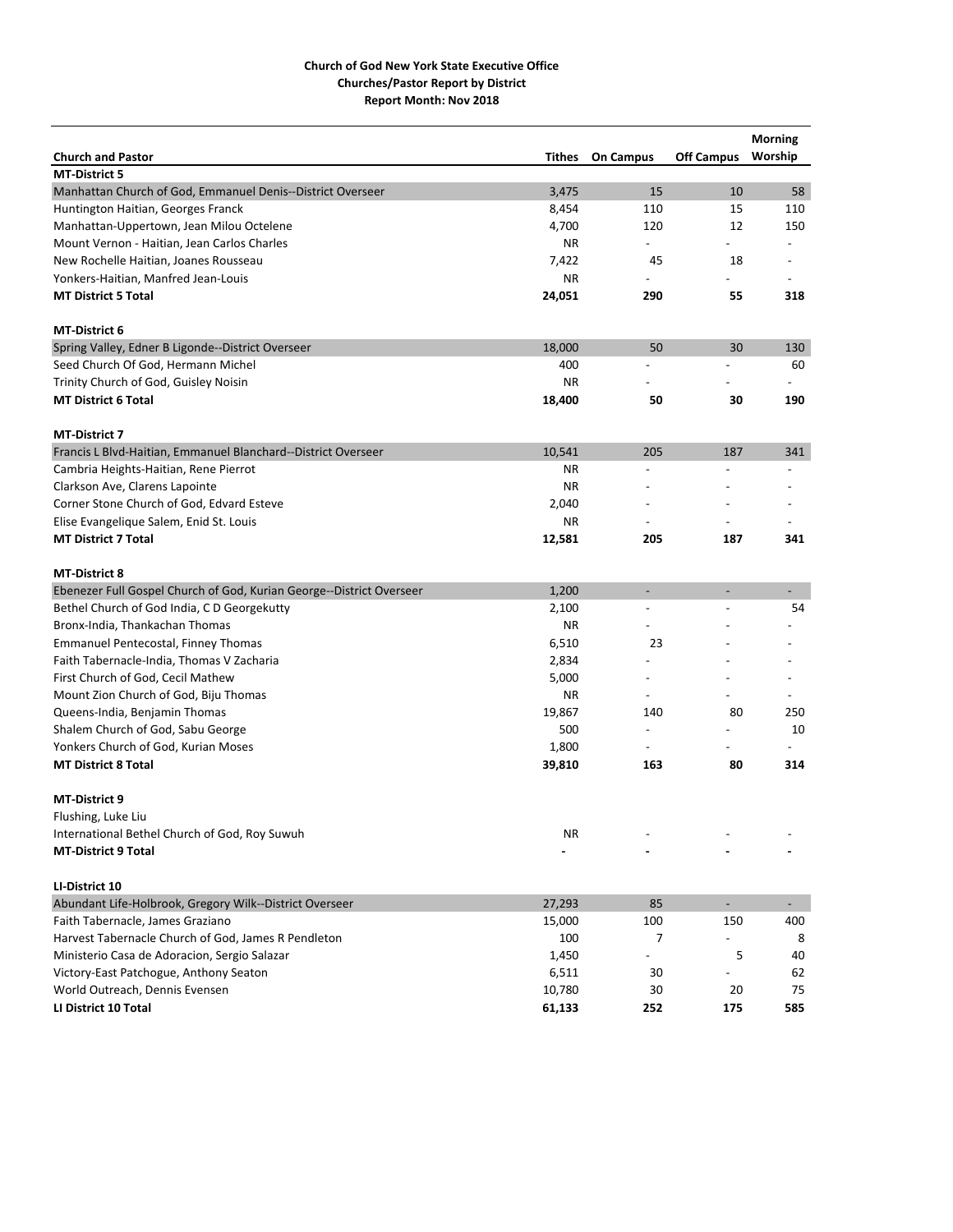**Church of God New York State Executive Office**
**Churches/Pastor Report by District**
**Report Month: Nov 2018**

| Church and Pastor | Tithes | On Campus | Off Campus | Morning Worship |
|---|---|---|---|---|
| **MT-District 5** | | | | |
| Manhattan Church of God, Emmanuel Denis--District Overseer | 3,475 | 15 | 10 | 58 |
| Huntington Haitian, Georges Franck | 8,454 | 110 | 15 | 110 |
| Manhattan-Uppertown, Jean Milou Octelene | 4,700 | 120 | 12 | 150 |
| Mount Vernon - Haitian, Jean Carlos Charles | NR | - | - | - |
| New Rochelle Haitian, Joanes Rousseau | 7,422 | 45 | 18 | - |
| Yonkers-Haitian, Manfred Jean-Louis | NR | - | - | - |
| **MT District 5 Total** | **24,051** | **290** | **55** | **318** |
| | | | | |
| **MT-District 6** | | | | |
| Spring Valley, Edner B Ligonde--District Overseer | 18,000 | 50 | 30 | 130 |
| Seed Church Of God, Hermann Michel | 400 | - | - | 60 |
| Trinity Church of God, Guisley Noisin | NR | - | - | - |
| **MT District 6 Total** | **18,400** | **50** | **30** | **190** |
| | | | | |
| **MT-District 7** | | | | |
| Francis L Blvd-Haitian, Emmanuel Blanchard--District Overseer | 10,541 | 205 | 187 | 341 |
| Cambria Heights-Haitian, Rene Pierrot | NR | - | - | - |
| Clarkson Ave, Clarens Lapointe | NR | - | - | - |
| Corner Stone Church of God, Edvard Esteve | 2,040 | - | - | - |
| Elise Evangelique Salem, Enid St. Louis | NR | - | - | - |
| **MT District 7 Total** | **12,581** | **205** | **187** | **341** |
| | | | | |
| **MT-District 8** | | | | |
| Ebenezer Full Gospel Church of God, Kurian George--District Overseer | 1,200 | - | - | - |
| Bethel Church of God India, C D Georgekutty | 2,100 | - | - | 54 |
| Bronx-India, Thankachan Thomas | NR | - | - | - |
| Emmanuel Pentecostal, Finney Thomas | 6,510 | 23 | - | - |
| Faith Tabernacle-India, Thomas V Zacharia | 2,834 | - | - | - |
| First Church of God, Cecil Mathew | 5,000 | - | - | - |
| Mount Zion Church of God, Biju Thomas | NR | - | - | - |
| Queens-India, Benjamin Thomas | 19,867 | 140 | 80 | 250 |
| Shalem Church of God, Sabu George | 500 | - | - | 10 |
| Yonkers Church of God, Kurian Moses | 1,800 | - | - | - |
| **MT District 8 Total** | **39,810** | **163** | **80** | **314** |
| | | | | |
| **MT-District 9** | | | | |
| Flushing, Luke Liu | | | | |
| International Bethel Church of God, Roy Suwuh | NR | - | - | - |
| **MT-District 9 Total** | **-** | **-** | **-** | **-** |
| | | | | |
| **LI-District 10** | | | | |
| Abundant Life-Holbrook, Gregory Wilk--District Overseer | 27,293 | 85 | - | - |
| Faith Tabernacle, James Graziano | 15,000 | 100 | 150 | 400 |
| Harvest Tabernacle Church of God, James R Pendleton | 100 | 7 | - | 8 |
| Ministerio Casa de Adoracion, Sergio Salazar | 1,450 | - | 5 | 40 |
| Victory-East Patchogue, Anthony Seaton | 6,511 | 30 | - | 62 |
| World Outreach, Dennis Evensen | 10,780 | 30 | 20 | 75 |
| **LI District 10 Total** | **61,133** | **252** | **175** | **585** |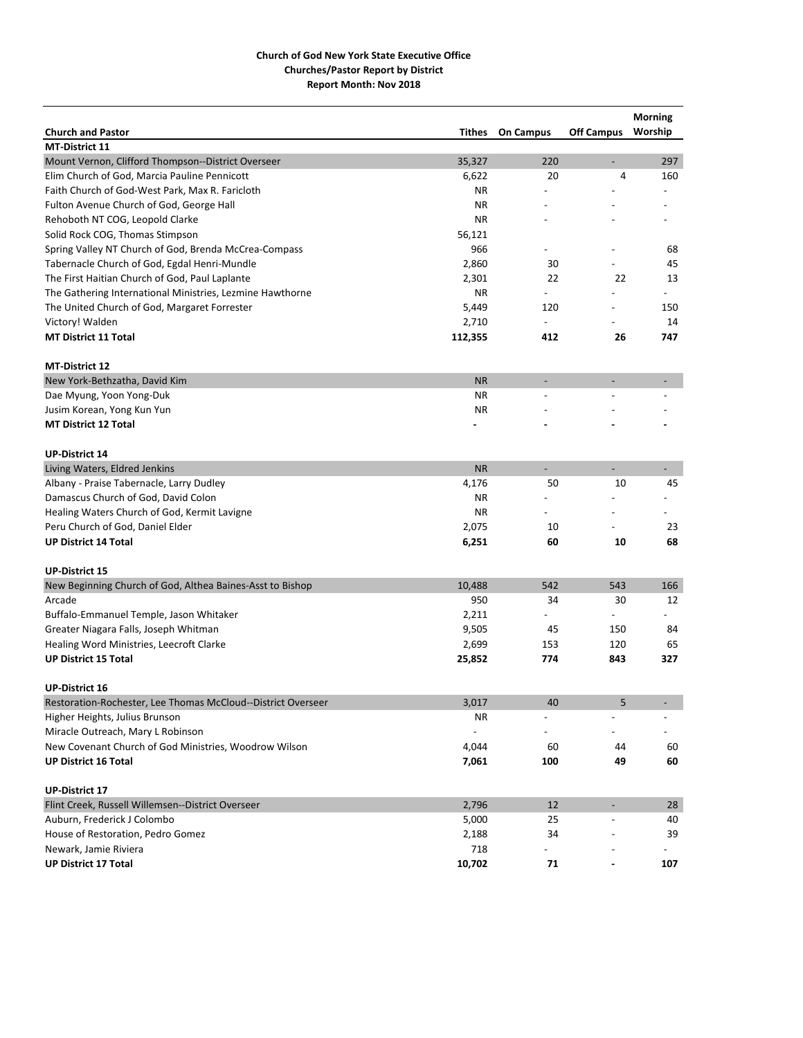**Church of God New York State Executive Office**
**Churches/Pastor Report by District**
**Report Month: Nov 2018**

| Church and Pastor | Tithes | On Campus | Off Campus | Morning Worship |
|---|---|---|---|---|
| **MT-District 11** | | | | |
| Mount Vernon, Clifford Thompson--District Overseer | 35,327 | 220 | - | 297 |
| Elim Church of God, Marcia Pauline Pennicott | 6,622 | 20 | 4 | 160 |
| Faith Church of God-West Park, Max R. Faricloth | NR | - | - | - |
| Fulton Avenue Church of God, George Hall | NR | - | - | - |
| Rehoboth NT COG, Leopold Clarke | NR | - | - | - |
| Solid Rock COG, Thomas Stimpson | 56,121 | | | |
| Spring Valley NT Church of God, Brenda McCrea-Compass | 966 | - | - | 68 |
| Tabernacle Church of God, Egdal Henri-Mundle | 2,860 | 30 | - | 45 |
| The First Haitian Church of God, Paul Laplante | 2,301 | 22 | 22 | 13 |
| The Gathering International Ministries, Lezmine Hawthorne | NR | - | - | - |
| The United Church of God, Margaret Forrester | 5,449 | 120 | - | 150 |
| Victory! Walden | 2,710 | - | - | 14 |
| **MT District 11 Total** | **112,355** | **412** | **26** | **747** |
| | | | | |
| **MT-District 12** | | | | |
| New York-Bethzatha, David Kim | NR | - | - | - |
| Dae Myung, Yoon Yong-Duk | NR | - | - | - |
| Jusim Korean, Yong Kun Yun | NR | - | - | - |
| **MT District 12 Total** | **-** | **-** | **-** | **-** |
| | | | | |
| **UP-District 14** | | | | |
| Living Waters, Eldred Jenkins | NR | - | - | - |
| Albany - Praise Tabernacle, Larry Dudley | 4,176 | 50 | 10 | 45 |
| Damascus Church of God, David Colon | NR | - | - | - |
| Healing Waters Church of God, Kermit Lavigne | NR | - | - | - |
| Peru Church of God, Daniel Elder | 2,075 | 10 | - | 23 |
| **UP District 14 Total** | **6,251** | **60** | **10** | **68** |
| | | | | |
| **UP-District 15** | | | | |
| New Beginning Church of God, Althea Baines-Asst to Bishop | 10,488 | 542 | 543 | 166 |
| Arcade | 950 | 34 | 30 | 12 |
| Buffalo-Emmanuel Temple, Jason Whitaker | 2,211 | - | - | - |
| Greater Niagara Falls, Joseph Whitman | 9,505 | 45 | 150 | 84 |
| Healing Word Ministries, Leecroft Clarke | 2,699 | 153 | 120 | 65 |
| **UP District 15 Total** | **25,852** | **774** | **843** | **327** |
| | | | | |
| **UP-District 16** | | | | |
| Restoration-Rochester, Lee Thomas McCloud--District Overseer | 3,017 | 40 | 5 | - |
| Higher Heights, Julius Brunson | NR | - | - | - |
| Miracle Outreach, Mary L Robinson | - | - | - | - |
| New Covenant Church of God Ministries, Woodrow Wilson | 4,044 | 60 | 44 | 60 |
| **UP District 16 Total** | **7,061** | **100** | **49** | **60** |
| | | | | |
| **UP-District 17** | | | | |
| Flint Creek, Russell Willemsen--District Overseer | 2,796 | 12 | - | 28 |
| Auburn, Frederick J Colombo | 5,000 | 25 | - | 40 |
| House of Restoration, Pedro Gomez | 2,188 | 34 | - | 39 |
| Newark, Jamie Riviera | 718 | - | - | - |
| **UP District 17 Total** | **10,702** | **71** | **-** | **107** |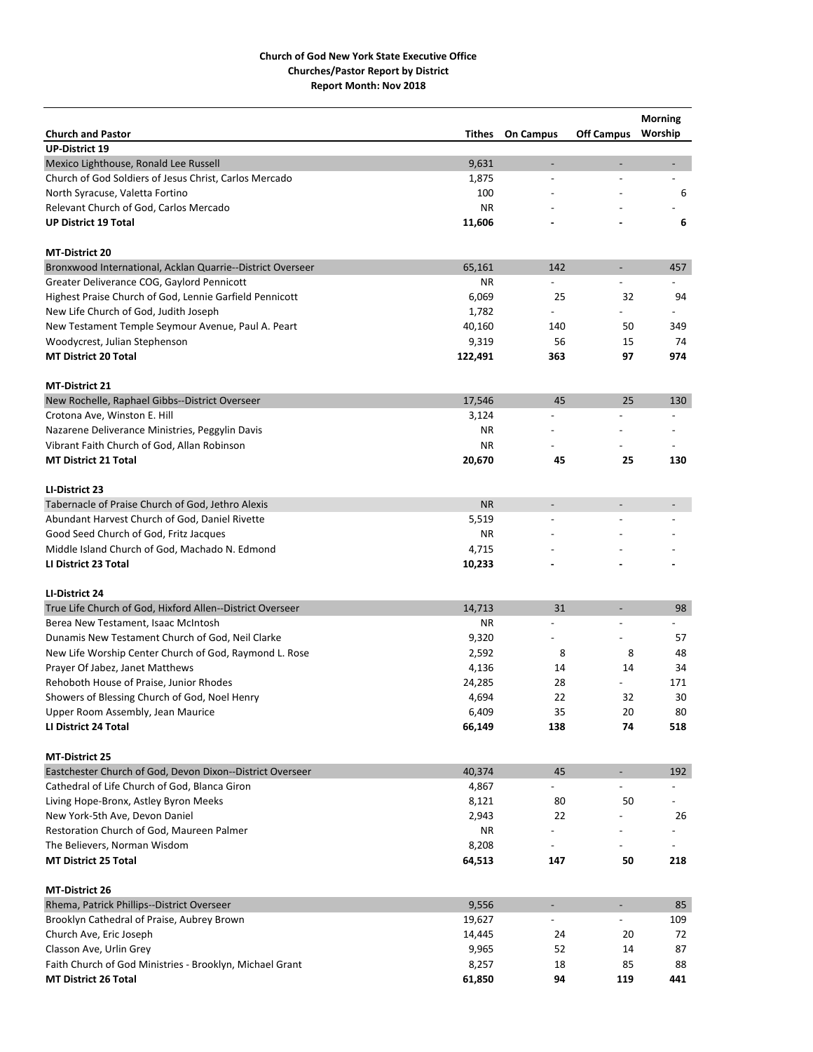**Church of God New York State Executive Office**
**Churches/Pastor Report by District**
**Report Month: Nov 2018**

| Church and Pastor | Tithes | On Campus | Off Campus | Morning Worship |
|---|---|---|---|---|
| **UP-District 19** | | | | |
| Mexico Lighthouse, Ronald Lee Russell | 9,631 | - | - | - |
| Church of God Soldiers of Jesus Christ, Carlos Mercado | 1,875 | - | - | - |
| North Syracuse, Valetta Fortino | 100 | - | - | 6 |
| Relevant Church of God, Carlos Mercado | NR | - | - | - |
| **UP District 19 Total** | **11,606** | **-** | **-** | **6** |
| | | | | |
| **MT-District 20** | | | | |
| Bronxwood International, Acklan Quarrie--District Overseer | 65,161 | 142 | - | 457 |
| Greater Deliverance COG, Gaylord Pennicott | NR | - | - | - |
| Highest Praise Church of God, Lennie Garfield Pennicott | 6,069 | 25 | 32 | 94 |
| New Life Church of God, Judith Joseph | 1,782 | - | - | - |
| New Testament Temple Seymour Avenue, Paul A. Peart | 40,160 | 140 | 50 | 349 |
| Woodycrest, Julian Stephenson | 9,319 | 56 | 15 | 74 |
| **MT District 20 Total** | **122,491** | **363** | **97** | **974** |
| | | | | |
| **MT-District 21** | | | | |
| New Rochelle, Raphael Gibbs--District Overseer | 17,546 | 45 | 25 | 130 |
| Crotona Ave, Winston E. Hill | 3,124 | - | - | - |
| Nazarene Deliverance Ministries, Peggylin Davis | NR | - | - | - |
| Vibrant Faith Church of God, Allan Robinson | NR | - | - | - |
| **MT District 21 Total** | **20,670** | **45** | **25** | **130** |
| | | | | |
| **LI-District 23** | | | | |
| Tabernacle of Praise Church of God, Jethro Alexis | NR | - | - | - |
| Abundant Harvest Church of God, Daniel Rivette | 5,519 | - | - | - |
| Good Seed Church of God, Fritz Jacques | NR | - | - | - |
| Middle Island Church of God, Machado N. Edmond | 4,715 | - | - | - |
| **LI District 23 Total** | **10,233** | **-** | **-** | **-** |
| | | | | |
| **LI-District 24** | | | | |
| True Life Church of God, Hixford Allen--District Overseer | 14,713 | 31 | - | 98 |
| Berea New Testament, Isaac McIntosh | NR | - | - | - |
| Dunamis New Testament Church of God, Neil Clarke | 9,320 | - | - | 57 |
| New Life Worship Center Church of God, Raymond L. Rose | 2,592 | 8 | 8 | 48 |
| Prayer Of Jabez, Janet Matthews | 4,136 | 14 | 14 | 34 |
| Rehoboth House of Praise, Junior Rhodes | 24,285 | 28 | - | 171 |
| Showers of Blessing Church of God, Noel Henry | 4,694 | 22 | 32 | 30 |
| Upper Room Assembly, Jean Maurice | 6,409 | 35 | 20 | 80 |
| **LI District 24 Total** | **66,149** | **138** | **74** | **518** |
| | | | | |
| **MT-District 25** | | | | |
| Eastchester Church of God, Devon Dixon--District Overseer | 40,374 | 45 | - | 192 |
| Cathedral of Life Church of God, Blanca Giron | 4,867 | - | - | - |
| Living Hope-Bronx, Astley Byron Meeks | 8,121 | 80 | 50 | - |
| New York-5th Ave, Devon Daniel | 2,943 | 22 | - | 26 |
| Restoration Church of God, Maureen Palmer | NR | - | - | - |
| The Believers, Norman Wisdom | 8,208 | - | - | - |
| **MT District 25 Total** | **64,513** | **147** | **50** | **218** |
| | | | | |
| **MT-District 26** | | | | |
| Rhema, Patrick Phillips--District Overseer | 9,556 | - | - | 85 |
| Brooklyn Cathedral of Praise, Aubrey Brown | 19,627 | - | - | 109 |
| Church Ave, Eric Joseph | 14,445 | 24 | 20 | 72 |
| Classon Ave, Urlin Grey | 9,965 | 52 | 14 | 87 |
| Faith Church of God Ministries - Brooklyn, Michael Grant | 8,257 | 18 | 85 | 88 |
| **MT District 26 Total** | **61,850** | **94** | **119** | **441** |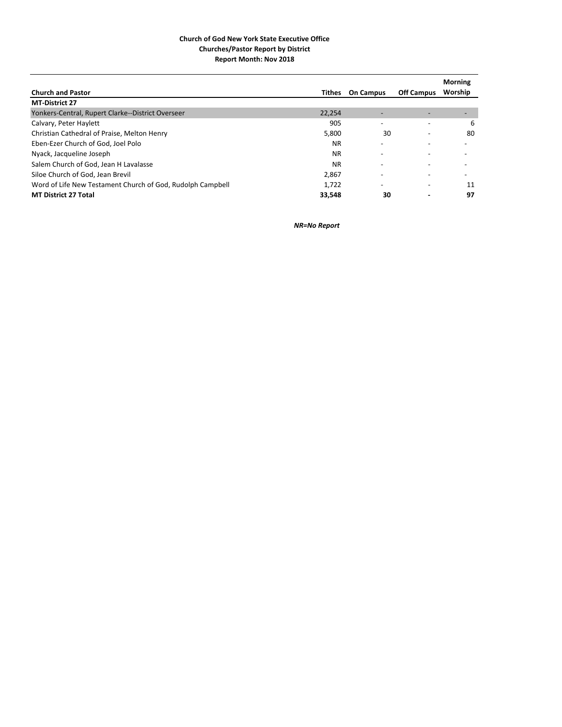**Church of God New York State Executive Office**
**Churches/Pastor Report by District**
**Report Month: Nov 2018**

| Church and Pastor | Tithes | On Campus | Off Campus | Morning Worship |
|---|---|---|---|---|
| **MT-District 27** | | | | |
| Yonkers-Central, Rupert Clarke--District Overseer | 22,254 | - | - | - |
| Calvary, Peter Haylett | 905 | - | - | 6 |
| Christian Cathedral of Praise, Melton Henry | 5,800 | 30 | - | 80 |
| Eben-Ezer Church of God, Joel Polo | NR | - | - | - |
| Nyack, Jacqueline Joseph | NR | - | - | - |
| Salem Church of God, Jean H Lavalasse | NR | - | - | - |
| Siloe Church of God, Jean Brevil | 2,867 | - | - | - |
| Word of Life New Testament Church of God, Rudolph Campbell | 1,722 | - | - | 11 |
| **MT District 27 Total** | **33,548** | **30** | **-** | **97** |

***NR=No Report***